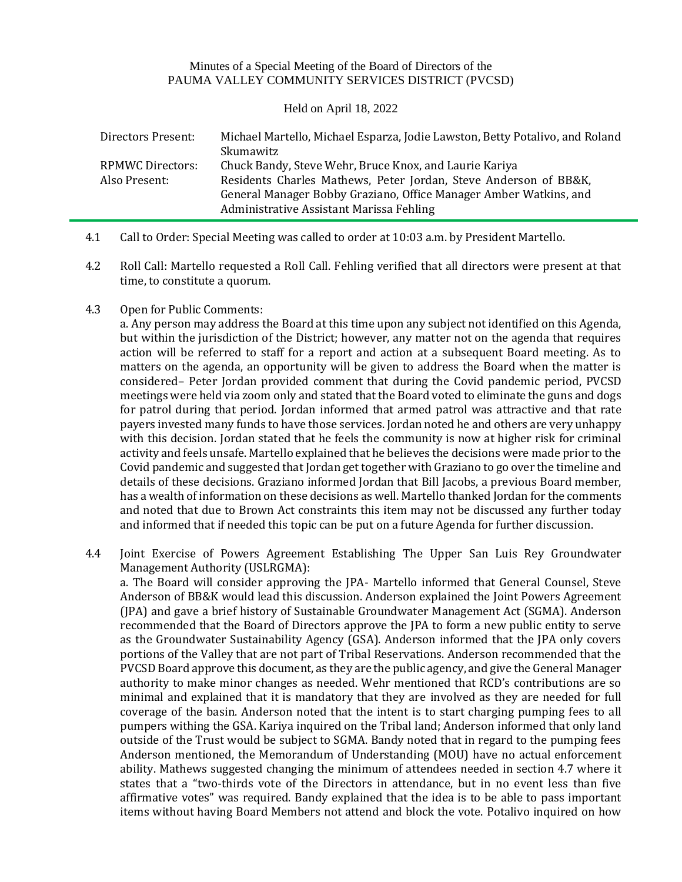Minutes of a Special Meeting of the Board of Directors of the
PAUMA VALLEY COMMUNITY SERVICES DISTRICT (PVCSD)

Held on April 18, 2022

| | |
|---|---|
| Directors Present: | Michael Martello, Michael Esparza, Jodie Lawston, Betty Potalivo, and Roland Skumawitz |
| RPMWC Directors: | Chuck Bandy, Steve Wehr, Bruce Knox, and Laurie Kariya |
| Also Present: | Residents Charles Mathews, Peter Jordan, Steve Anderson of BB&K, General Manager Bobby Graziano, Office Manager Amber Watkins, and Administrative Assistant Marissa Fehling |

---

4.1 Call to Order: Special Meeting was called to order at 10:03 a.m. by President Martello.

4.2 Roll Call: Martello requested a Roll Call. Fehling verified that all directors were present at that time, to constitute a quorum.

4.3 Open for Public Comments:
a. Any person may address the Board at this time upon any subject not identified on this Agenda, but within the jurisdiction of the District; however, any matter not on the agenda that requires action will be referred to staff for a report and action at a subsequent Board meeting. As to matters on the agenda, an opportunity will be given to address the Board when the matter is considered– Peter Jordan provided comment that during the Covid pandemic period, PVCSD meetings were held via zoom only and stated that the Board voted to eliminate the guns and dogs for patrol during that period. Jordan informed that armed patrol was attractive and that rate payers invested many funds to have those services. Jordan noted he and others are very unhappy with this decision. Jordan stated that he feels the community is now at higher risk for criminal activity and feels unsafe. Martello explained that he believes the decisions were made prior to the Covid pandemic and suggested that Jordan get together with Graziano to go over the timeline and details of these decisions. Graziano informed Jordan that Bill Jacobs, a previous Board member, has a wealth of information on these decisions as well. Martello thanked Jordan for the comments and noted that due to Brown Act constraints this item may not be discussed any further today and informed that if needed this topic can be put on a future Agenda for further discussion.

4.4 Joint Exercise of Powers Agreement Establishing The Upper San Luis Rey Groundwater Management Authority (USLRGMA):
a. The Board will consider approving the JPA- Martello informed that General Counsel, Steve Anderson of BB&K would lead this discussion. Anderson explained the Joint Powers Agreement (JPA) and gave a brief history of Sustainable Groundwater Management Act (SGMA). Anderson recommended that the Board of Directors approve the JPA to form a new public entity to serve as the Groundwater Sustainability Agency (GSA). Anderson informed that the JPA only covers portions of the Valley that are not part of Tribal Reservations. Anderson recommended that the PVCSD Board approve this document, as they are the public agency, and give the General Manager authority to make minor changes as needed. Wehr mentioned that RCD's contributions are so minimal and explained that it is mandatory that they are involved as they are needed for full coverage of the basin. Anderson noted that the intent is to start charging pumping fees to all pumpers withing the GSA. Kariya inquired on the Tribal land; Anderson informed that only land outside of the Trust would be subject to SGMA. Bandy noted that in regard to the pumping fees Anderson mentioned, the Memorandum of Understanding (MOU) have no actual enforcement ability. Mathews suggested changing the minimum of attendees needed in section 4.7 where it states that a "two-thirds vote of the Directors in attendance, but in no event less than five affirmative votes" was required. Bandy explained that the idea is to be able to pass important items without having Board Members not attend and block the vote. Potalivo inquired on how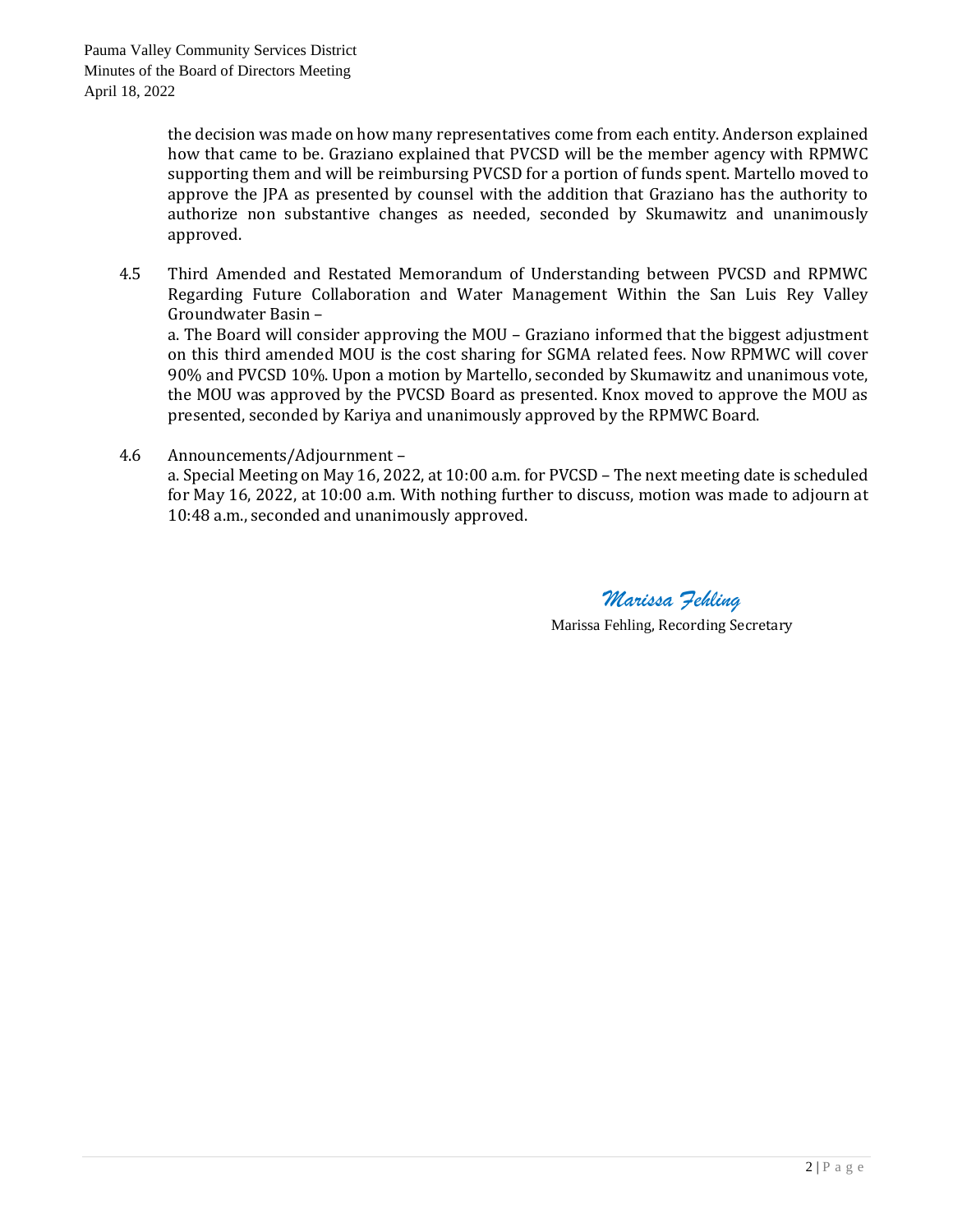the decision was made on how many representatives come from each entity. Anderson explained how that came to be. Graziano explained that PVCSD will be the member agency with RPMWC supporting them and will be reimbursing PVCSD for a portion of funds spent. Martello moved to approve the JPA as presented by counsel with the addition that Graziano has the authority to authorize non substantive changes as needed, seconded by Skumawitz and unanimously approved.

4.5 Third Amended and Restated Memorandum of Understanding between PVCSD and RPMWC Regarding Future Collaboration and Water Management Within the San Luis Rey Valley Groundwater Basin –

a. The Board will consider approving the MOU – Graziano informed that the biggest adjustment on this third amended MOU is the cost sharing for SGMA related fees. Now RPMWC will cover 90% and PVCSD 10%. Upon a motion by Martello, seconded by Skumawitz and unanimous vote, the MOU was approved by the PVCSD Board as presented. Knox moved to approve the MOU as presented, seconded by Kariya and unanimously approved by the RPMWC Board.

4.6 Announcements/Adjournment –

a. Special Meeting on May 16, 2022, at 10:00 a.m. for PVCSD – The next meeting date is scheduled for May 16, 2022, at 10:00 a.m. With nothing further to discuss, motion was made to adjourn at 10:48 a.m., seconded and unanimously approved.

*Marissa Fehling*

Marissa Fehling, Recording Secretary